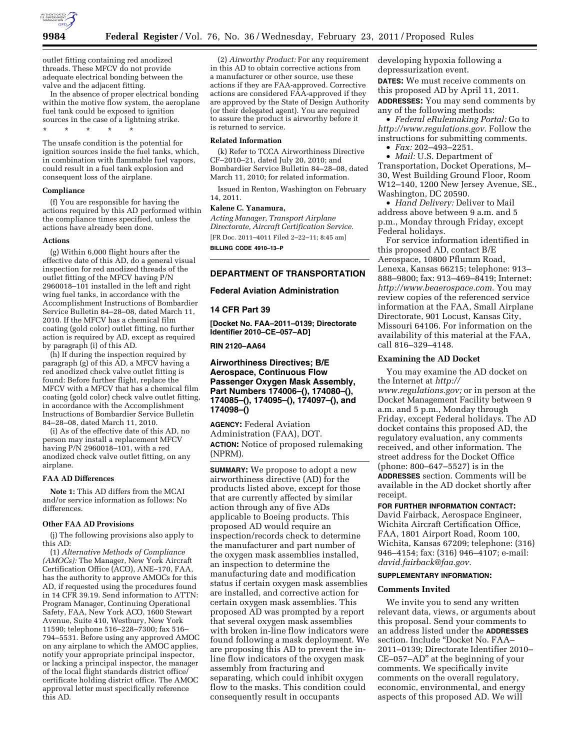outlet fitting containing red anodized threads. These MFCV do not provide adequate electrical bonding between the valve and the adjacent fitting.

In the absence of proper electrical bonding within the motive flow system, the aeroplane fuel tank could be exposed to ignition sources in the case of a lightning strike.

\* \* \* \* \*

The unsafe condition is the potential for ignition sources inside the fuel tanks, which, in combination with flammable fuel vapors, could result in a fuel tank explosion and consequent loss of the airplane.

**Compliance**

(f) You are responsible for having the actions required by this AD performed within the compliance times specified, unless the actions have already been done.

**Actions**

(g) Within 6,000 flight hours after the effective date of this AD, do a general visual inspection for red anodized threads of the outlet fitting of the MFCV having P/N 2960018–101 installed in the left and right wing fuel tanks, in accordance with the Accomplishment Instructions of Bombardier Service Bulletin 84–28–08, dated March 11, 2010. If the MFCV has a chemical film coating (gold color) outlet fitting, no further action is required by AD, except as required by paragraph (i) of this AD.

(h) If during the inspection required by paragraph (g) of this AD, a MFCV having a red anodized check valve outlet fitting is found: Before further flight, replace the MFCV with a MFCV that has a chemical film coating (gold color) check valve outlet fitting, in accordance with the Accomplishment Instructions of Bombardier Service Bulletin 84–28–08, dated March 11, 2010.

(i) As of the effective date of this AD, no person may install a replacement MFCV having P/N 2960018–101, with a red anodized check valve outlet fitting, on any airplane.

**FAA AD Differences**

**Note 1:** This AD differs from the MCAI and/or service information as follows: No differences.

**Other FAA AD Provisions**

(j) The following provisions also apply to this AD:

(1) *Alternative Methods of Compliance (AMOCs):* The Manager, New York Aircraft Certification Office (ACO), ANE–170, FAA, has the authority to approve AMOCs for this AD, if requested using the procedures found in 14 CFR 39.19. Send information to ATTN: Program Manager, Continuing Operational Safety, FAA, New York ACO, 1600 Stewart Avenue, Suite 410, Westbury, New York 11590; telephone 516–228–7300; fax 516–794–5531. Before using any approved AMOC on any airplane to which the AMOC applies, notify your appropriate principal inspector, or lacking a principal inspector, the manager of the local flight standards district office/certificate holding district office. The AMOC approval letter must specifically reference this AD.

(2) *Airworthy Product:* For any requirement in this AD to obtain corrective actions from a manufacturer or other source, use these actions if they are FAA-approved. Corrective actions are considered FAA-approved if they are approved by the State of Design Authority (or their delegated agent). You are required to assure the product is airworthy before it is returned to service.

**Related Information**

(k) Refer to TCCA Airworthiness Directive CF–2010–21, dated July 20, 2010; and Bombardier Service Bulletin 84–28–08, dated March 11, 2010; for related information.

Issued in Renton, Washington on February 14, 2011.

**Kalene C. Yanamura,**

*Acting Manager, Transport Airplane Directorate, Aircraft Certification Service.*

[FR Doc. 2011–4011 Filed 2–22–11; 8:45 am]

**BILLING CODE 4910–13–P**

---

## DEPARTMENT OF TRANSPORTATION

### Federal Aviation Administration

### 14 CFR Part 39

**[Docket No. FAA–2011–0139; Directorate Identifier 2010–CE–057–AD]**

**RIN 2120–AA64**

## Airworthiness Directives; B/E Aerospace, Continuous Flow Passenger Oxygen Mask Assembly, Part Numbers 174006–(), 174080–(), 174085–(), 174095–(), 174097–(), and 174098–()

**AGENCY:** Federal Aviation Administration (FAA), DOT.

**ACTION:** Notice of proposed rulemaking (NPRM).

**SUMMARY:** We propose to adopt a new airworthiness directive (AD) for the products listed above, except for those that are currently affected by similar action through any of five ADs applicable to Boeing products. This proposed AD would require an inspection/records check to determine the manufacturer and part number of the oxygen mask assemblies installed, an inspection to determine the manufacturing date and modification status if certain oxygen mask assemblies are installed, and corrective action for certain oxygen mask assemblies. This proposed AD was prompted by a report that several oxygen mask assemblies with broken in-line flow indicators were found following a mask deployment. We are proposing this AD to prevent the in-line flow indicators of the oxygen mask assembly from fracturing and separating, which could inhibit oxygen flow to the masks. This condition could consequently result in occupants developing hypoxia following a depressurization event.

**DATES:** We must receive comments on this proposed AD by April 11, 2011.

**ADDRESSES:** You may send comments by any of the following methods:

- *Federal eRulemaking Portal:* Go to *http://www.regulations.gov.* Follow the instructions for submitting comments.
- *Fax:* 202–493–2251.
- *Mail:* U.S. Department of Transportation, Docket Operations, M–30, West Building Ground Floor, Room W12–140, 1200 New Jersey Avenue, SE., Washington, DC 20590.
- *Hand Delivery:* Deliver to Mail address above between 9 a.m. and 5 p.m., Monday through Friday, except Federal holidays.

For service information identified in this proposed AD, contact B/E Aerospace, 10800 Pflumm Road, Lenexa, Kansas 66215; telephone: 913–888–9800; fax: 913–469–8419; Internet: *http://www.beaerospace.com.* You may review copies of the referenced service information at the FAA, Small Airplane Directorate, 901 Locust, Kansas City, Missouri 64106. For information on the availability of this material at the FAA, call 816–329–4148.

**Examining the AD Docket**

You may examine the AD docket on the Internet at *http://www.regulations.gov;* or in person at the Docket Management Facility between 9 a.m. and 5 p.m., Monday through Friday, except Federal holidays. The AD docket contains this proposed AD, the regulatory evaluation, any comments received, and other information. The street address for the Docket Office (phone: 800–647–5527) is in the **ADDRESSES** section. Comments will be available in the AD docket shortly after receipt.

**FOR FURTHER INFORMATION CONTACT:** David Fairback, Aerospace Engineer, Wichita Aircraft Certification Office, FAA, 1801 Airport Road, Room 100, Wichita, Kansas 67209; telephone: (316) 946–4154; fax: (316) 946–4107; e-mail: *david.fairback@faa.gov.*

**SUPPLEMENTARY INFORMATION:**

**Comments Invited**

We invite you to send any written relevant data, views, or arguments about this proposal. Send your comments to an address listed under the **ADDRESSES** section. Include "Docket No. FAA–2011–0139; Directorate Identifier 2010–CE–057–AD" at the beginning of your comments. We specifically invite comments on the overall regulatory, economic, environmental, and energy aspects of this proposed AD. We will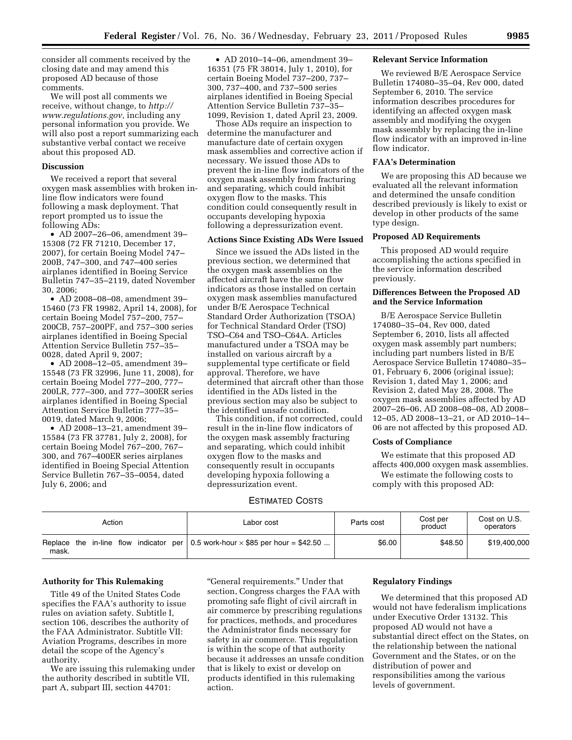consider all comments received by the closing date and may amend this proposed AD because of those comments.

We will post all comments we receive, without change, to *http://www.regulations.gov,* including any personal information you provide. We will also post a report summarizing each substantive verbal contact we receive about this proposed AD.

## Discussion

We received a report that several oxygen mask assemblies with broken in-line flow indicators were found following a mask deployment. That report prompted us to issue the following ADs:

- AD 2007–26–06, amendment 39–15308 (72 FR 71210, December 17, 2007), for certain Boeing Model 747–200B, 747–300, and 747–400 series airplanes identified in Boeing Service Bulletin 747–35–2119, dated November 30, 2006;
- AD 2008–08–08, amendment 39–15460 (73 FR 19982, April 14, 2008), for certain Boeing Model 757–200, 757–200CB, 757–200PF, and 757–300 series airplanes identified in Boeing Special Attention Service Bulletin 757–35–0028, dated April 9, 2007;
- AD 2008–12–05, amendment 39–15548 (73 FR 32996, June 11, 2008), for certain Boeing Model 777–200, 777–200LR, 777–300, and 777–300ER series airplanes identified in Boeing Special Attention Service Bulletin 777–35–0019, dated March 9, 2006;
- AD 2008–13–21, amendment 39–15584 (73 FR 37781, July 2, 2008), for certain Boeing Model 767–200, 767–300, and 767–400ER series airplanes identified in Boeing Special Attention Service Bulletin 767–35–0054, dated July 6, 2006; and
- AD 2010–14–06, amendment 39–16351 (75 FR 38014, July 1, 2010), for certain Boeing Model 737–200, 737–300, 737–400, and 737–500 series airplanes identified in Boeing Special Attention Service Bulletin 737–35–1099, Revision 1, dated April 23, 2009.

Those ADs require an inspection to determine the manufacturer and manufacture date of certain oxygen mask assemblies and corrective action if necessary. We issued those ADs to prevent the in-line flow indicators of the oxygen mask assembly from fracturing and separating, which could inhibit oxygen flow to the masks. This condition could consequently result in occupants developing hypoxia following a depressurization event.

## Actions Since Existing ADs Were Issued

Since we issued the ADs listed in the previous section, we determined that the oxygen mask assemblies on the affected aircraft have the same flow indicators as those installed on certain oxygen mask assemblies manufactured under B/E Aerospace Technical Standard Order Authorization (TSOA) for Technical Standard Order (TSO) TSO–C64 and TSO–C64A. Articles manufactured under a TSOA may be installed on various aircraft by a supplemental type certificate or field approval. Therefore, we have determined that aircraft other than those identified in the ADs listed in the previous section may also be subject to the identified unsafe condition.

This condition, if not corrected, could result in the in-line flow indicators of the oxygen mask assembly fracturing and separating, which could inhibit oxygen flow to the masks and consequently result in occupants developing hypoxia following a depressurization event.

## Relevant Service Information

We reviewed B/E Aerospace Service Bulletin 174080–35–04, Rev 000, dated September 6, 2010. The service information describes procedures for identifying an affected oxygen mask assembly and modifying the oxygen mask assembly by replacing the in-line flow indicator with an improved in-line flow indicator.

## FAA's Determination

We are proposing this AD because we evaluated all the relevant information and determined the unsafe condition described previously is likely to exist or develop in other products of the same type design.

## Proposed AD Requirements

This proposed AD would require accomplishing the actions specified in the service information described previously.

## Differences Between the Proposed AD and the Service Information

B/E Aerospace Service Bulletin 174080–35–04, Rev 000, dated September 6, 2010, lists all affected oxygen mask assembly part numbers; including part numbers listed in B/E Aerospace Service Bulletin 174080–35–01, February 6, 2006 (original issue); Revision 1, dated May 1, 2006; and Revision 2, dated May 28, 2008. The oxygen mask assemblies affected by AD 2007–26–06, AD 2008–08–08, AD 2008–12–05, AD 2008–13–21, or AD 2010–14–06 are not affected by this proposed AD.

## Costs of Compliance

We estimate that this proposed AD affects 400,000 oxygen mask assemblies.

We estimate the following costs to comply with this proposed AD:

ESTIMATED COSTS

| Action | Labor cost | Parts cost | Cost per product | Cost on U.S. operators |
|---|---|---|---|---|
| Replace the in-line flow indicator per mask. | 0.5 work-hour × $85 per hour = $42.50 | $6.00 | $48.50 | $19,400,000 |

## Authority for This Rulemaking

Title 49 of the United States Code specifies the FAA's authority to issue rules on aviation safety. Subtitle I, section 106, describes the authority of the FAA Administrator. Subtitle VII: Aviation Programs, describes in more detail the scope of the Agency's authority.

We are issuing this rulemaking under the authority described in subtitle VII, part A, subpart III, section 44701: "General requirements." Under that section, Congress charges the FAA with promoting safe flight of civil aircraft in air commerce by prescribing regulations for practices, methods, and procedures the Administrator finds necessary for safety in air commerce. This regulation is within the scope of that authority because it addresses an unsafe condition that is likely to exist or develop on products identified in this rulemaking action.

## Regulatory Findings

We determined that this proposed AD would not have federalism implications under Executive Order 13132. This proposed AD would not have a substantial direct effect on the States, on the relationship between the national Government and the States, or on the distribution of power and responsibilities among the various levels of government.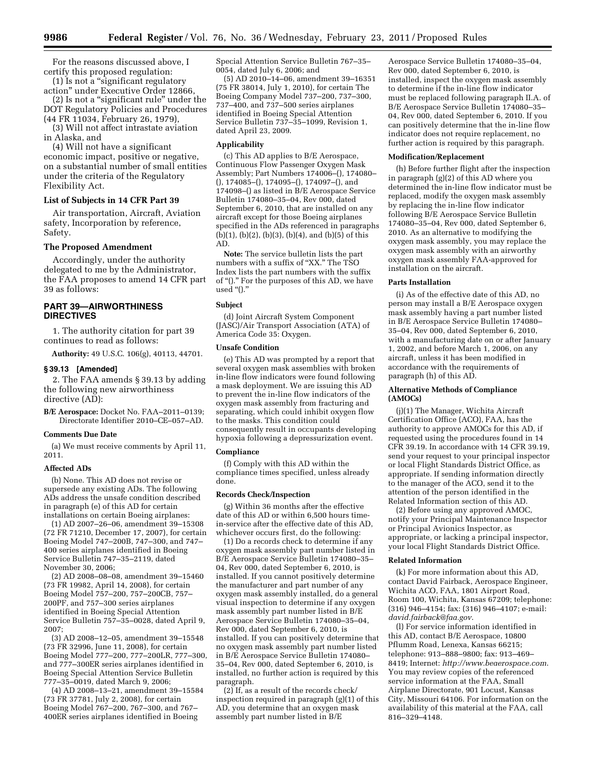For the reasons discussed above, I certify this proposed regulation:

(1) Is not a "significant regulatory action" under Executive Order 12866,

(2) Is not a "significant rule" under the DOT Regulatory Policies and Procedures (44 FR 11034, February 26, 1979),

(3) Will not affect intrastate aviation in Alaska, and

(4) Will not have a significant economic impact, positive or negative, on a substantial number of small entities under the criteria of the Regulatory Flexibility Act.

### List of Subjects in 14 CFR Part 39

Air transportation, Aircraft, Aviation safety, Incorporation by reference, Safety.

### The Proposed Amendment

Accordingly, under the authority delegated to me by the Administrator, the FAA proposes to amend 14 CFR part 39 as follows:

## PART 39—AIRWORTHINESS DIRECTIVES

1. The authority citation for part 39 continues to read as follows:

**Authority:** 49 U.S.C. 106(g), 40113, 44701.

### § 39.13 [Amended]

2. The FAA amends § 39.13 by adding the following new airworthiness directive (AD):

**B/E Aerospace:** Docket No. FAA–2011–0139; Directorate Identifier 2010–CE–057–AD.

#### Comments Due Date

(a) We must receive comments by April 11, 2011.

#### Affected ADs

(b) None. This AD does not revise or supersede any existing ADs. The following ADs address the unsafe condition described in paragraph (e) of this AD for certain installations on certain Boeing airplanes:

(1) AD 2007–26–06, amendment 39–15308 (72 FR 71210, December 17, 2007), for certain Boeing Model 747–200B, 747–300, and 747–400 series airplanes identified in Boeing Service Bulletin 747–35–2119, dated November 30, 2006;

(2) AD 2008–08–08, amendment 39–15460 (73 FR 19982, April 14, 2008), for certain Boeing Model 757–200, 757–200CB, 757–200PF, and 757–300 series airplanes identified in Boeing Special Attention Service Bulletin 757–35–0028, dated April 9, 2007;

(3) AD 2008–12–05, amendment 39–15548 (73 FR 32996, June 11, 2008), for certain Boeing Model 777–200, 777–200LR, 777–300, and 777–300ER series airplanes identified in Boeing Special Attention Service Bulletin 777–35–0019, dated March 9, 2006;

(4) AD 2008–13–21, amendment 39–15584 (73 FR 37781, July 2, 2008), for certain Boeing Model 767–200, 767–300, and 767–400ER series airplanes identified in Boeing Special Attention Service Bulletin 767–35–0054, dated July 6, 2006; and

(5) AD 2010–14–06, amendment 39–16351 (75 FR 38014, July 1, 2010), for certain The Boeing Company Model 737–200, 737–300, 737–400, and 737–500 series airplanes identified in Boeing Special Attention Service Bulletin 737–35–1099, Revision 1, dated April 23, 2009.

#### Applicability

(c) This AD applies to B/E Aerospace, Continuous Flow Passenger Oxygen Mask Assembly; Part Numbers 174006–(), 174080–(), 174085–(), 174095–(), 174097–(), and 174098–() as listed in B/E Aerospace Service Bulletin 174080–35–04, Rev 000, dated September 6, 2010, that are installed on any aircraft except for those Boeing airplanes specified in the ADs referenced in paragraphs (b)(1), (b)(2), (b)(3), (b)(4), and (b)(5) of this AD.

**Note:** The service bulletin lists the part numbers with a suffix of "XX." The TSO Index lists the part numbers with the suffix of "()." For the purposes of this AD, we have used "()."

#### Subject

(d) Joint Aircraft System Component (JASC)/Air Transport Association (ATA) of America Code 35: Oxygen.

#### Unsafe Condition

(e) This AD was prompted by a report that several oxygen mask assemblies with broken in-line flow indicators were found following a mask deployment. We are issuing this AD to prevent the in-line flow indicators of the oxygen mask assembly from fracturing and separating, which could inhibit oxygen flow to the masks. This condition could consequently result in occupants developing hypoxia following a depressurization event.

#### Compliance

(f) Comply with this AD within the compliance times specified, unless already done.

#### Records Check/Inspection

(g) Within 36 months after the effective date of this AD or within 6,500 hours time-in-service after the effective date of this AD, whichever occurs first, do the following:

(1) Do a records check to determine if any oxygen mask assembly part number listed in B/E Aerospace Service Bulletin 174080–35–04, Rev 000, dated September 6, 2010, is installed. If you cannot positively determine the manufacturer and part number of any oxygen mask assembly installed, do a general visual inspection to determine if any oxygen mask assembly part number listed in B/E Aerospace Service Bulletin 174080–35–04, Rev 000, dated September 6, 2010, is installed. If you can positively determine that no oxygen mask assembly part number listed in B/E Aerospace Service Bulletin 174080–35–04, Rev 000, dated September 6, 2010, is installed, no further action is required by this paragraph.

(2) If, as a result of the records check/inspection required in paragraph (g)(1) of this AD, you determine that an oxygen mask assembly part number listed in B/E Aerospace Service Bulletin 174080–35–04, Rev 000, dated September 6, 2010, is installed, inspect the oxygen mask assembly to determine if the in-line flow indicator must be replaced following paragraph II.A. of B/E Aerospace Service Bulletin 174080–35–04, Rev 000, dated September 6, 2010. If you can positively determine that the in-line flow indicator does not require replacement, no further action is required by this paragraph.

#### Modification/Replacement

(h) Before further flight after the inspection in paragraph (g)(2) of this AD where you determined the in-line flow indicator must be replaced, modify the oxygen mask assembly by replacing the in-line flow indicator following B/E Aerospace Service Bulletin 174080–35–04, Rev 000, dated September 6, 2010. As an alternative to modifying the oxygen mask assembly, you may replace the oxygen mask assembly with an airworthy oxygen mask assembly FAA-approved for installation on the aircraft.

#### Parts Installation

(i) As of the effective date of this AD, no person may install a B/E Aerospace oxygen mask assembly having a part number listed in B/E Aerospace Service Bulletin 174080–35–04, Rev 000, dated September 6, 2010, with a manufacturing date on or after January 1, 2002, and before March 1, 2006, on any aircraft, unless it has been modified in accordance with the requirements of paragraph (h) of this AD.

#### Alternative Methods of Compliance (AMOCs)

(j)(1) The Manager, Wichita Aircraft Certification Office (ACO), FAA, has the authority to approve AMOCs for this AD, if requested using the procedures found in 14 CFR 39.19. In accordance with 14 CFR 39.19, send your request to your principal inspector or local Flight Standards District Office, as appropriate. If sending information directly to the manager of the ACO, send it to the attention of the person identified in the Related Information section of this AD.

(2) Before using any approved AMOC, notify your Principal Maintenance Inspector or Principal Avionics Inspector, as appropriate, or lacking a principal inspector, your local Flight Standards District Office.

#### Related Information

(k) For more information about this AD, contact David Fairback, Aerospace Engineer, Wichita ACO, FAA, 1801 Airport Road, Room 100, Wichita, Kansas 67209; telephone: (316) 946–4154; fax: (316) 946–4107; e-mail: *david.fairback@faa.gov*.

(l) For service information identified in this AD, contact B/E Aerospace, 10800 Pflumm Road, Lenexa, Kansas 66215; telephone: 913–888–9800; fax: 913–469–8419; Internet: *http://www.beaerospace.com*. You may review copies of the referenced service information at the FAA, Small Airplane Directorate, 901 Locust, Kansas City, Missouri 64106. For information on the availability of this material at the FAA, call 816–329–4148.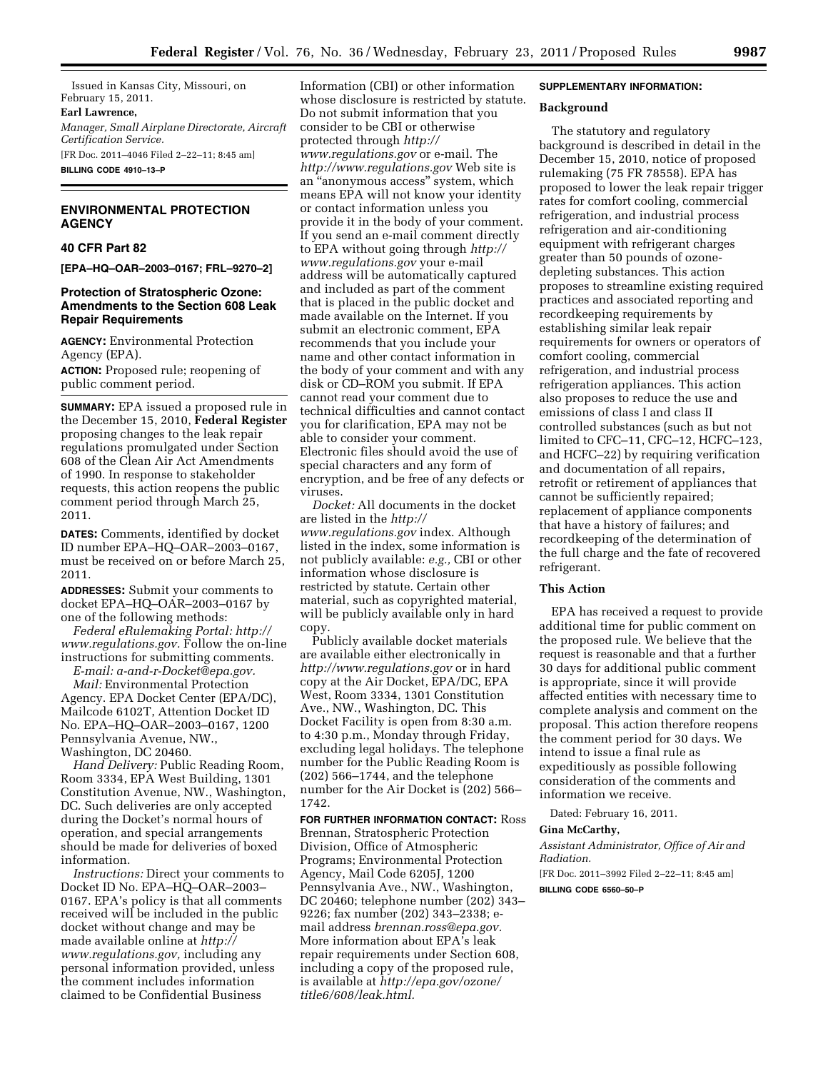Issued in Kansas City, Missouri, on February 15, 2011.

**Earl Lawrence,**

*Manager, Small Airplane Directorate, Aircraft Certification Service.*

[FR Doc. 2011–4046 Filed 2–22–11; 8:45 am]

**BILLING CODE 4910–13–P**

## ENVIRONMENTAL PROTECTION AGENCY

### 40 CFR Part 82

**[EPA–HQ–OAR–2003–0167; FRL–9270–2]**

### Protection of Stratospheric Ozone: Amendments to the Section 608 Leak Repair Requirements

**AGENCY:** Environmental Protection Agency (EPA).

**ACTION:** Proposed rule; reopening of public comment period.

**SUMMARY:** EPA issued a proposed rule in the December 15, 2010, **Federal Register** proposing changes to the leak repair regulations promulgated under Section 608 of the Clean Air Act Amendments of 1990. In response to stakeholder requests, this action reopens the public comment period through March 25, 2011.

**DATES:** Comments, identified by docket ID number EPA–HQ–OAR–2003–0167, must be received on or before March 25, 2011.

**ADDRESSES:** Submit your comments to docket EPA–HQ–OAR–2003–0167 by one of the following methods:

*Federal eRulemaking Portal: http://www.regulations.gov.* Follow the on-line instructions for submitting comments.

*E-mail: a-and-r-Docket@epa.gov.*

*Mail:* Environmental Protection Agency. EPA Docket Center (EPA/DC), Mailcode 6102T, Attention Docket ID No. EPA–HQ–OAR–2003–0167, 1200 Pennsylvania Avenue, NW., Washington, DC 20460.

*Hand Delivery:* Public Reading Room, Room 3334, EPA West Building, 1301 Constitution Avenue, NW., Washington, DC. Such deliveries are only accepted during the Docket's normal hours of operation, and special arrangements should be made for deliveries of boxed information.

*Instructions:* Direct your comments to Docket ID No. EPA–HQ–OAR–2003–0167. EPA's policy is that all comments received will be included in the public docket without change and may be made available online at *http://www.regulations.gov,* including any personal information provided, unless the comment includes information claimed to be Confidential Business Information (CBI) or other information whose disclosure is restricted by statute. Do not submit information that you consider to be CBI or otherwise protected through *http://www.regulations.gov* or e-mail. The *http://www.regulations.gov* Web site is an "anonymous access" system, which means EPA will not know your identity or contact information unless you provide it in the body of your comment. If you send an e-mail comment directly to EPA without going through *http://www.regulations.gov* your e-mail address will be automatically captured and included as part of the comment that is placed in the public docket and made available on the Internet. If you submit an electronic comment, EPA recommends that you include your name and other contact information in the body of your comment and with any disk or CD–ROM you submit. If EPA cannot read your comment due to technical difficulties and cannot contact you for clarification, EPA may not be able to consider your comment. Electronic files should avoid the use of special characters and any form of encryption, and be free of any defects or viruses.

*Docket:* All documents in the docket are listed in the *http://www.regulations.gov* index. Although listed in the index, some information is not publicly available: *e.g.,* CBI or other information whose disclosure is restricted by statute. Certain other material, such as copyrighted material, will be publicly available only in hard copy.

Publicly available docket materials are available either electronically in *http://www.regulations.gov* or in hard copy at the Air Docket, EPA/DC, EPA West, Room 3334, 1301 Constitution Ave., NW., Washington, DC. This Docket Facility is open from 8:30 a.m. to 4:30 p.m., Monday through Friday, excluding legal holidays. The telephone number for the Public Reading Room is (202) 566–1744, and the telephone number for the Air Docket is (202) 566–1742.

**FOR FURTHER INFORMATION CONTACT:** Ross Brennan, Stratospheric Protection Division, Office of Atmospheric Programs; Environmental Protection Agency, Mail Code 6205J, 1200 Pennsylvania Ave., NW., Washington, DC 20460; telephone number (202) 343–9226; fax number (202) 343–2338; e-mail address *brennan.ross@epa.gov.* More information about EPA's leak repair requirements under Section 608, including a copy of the proposed rule, is available at *http://epa.gov/ozone/title6/608/leak.html.*

**SUPPLEMENTARY INFORMATION:**

#### Background

The statutory and regulatory background is described in detail in the December 15, 2010, notice of proposed rulemaking (75 FR 78558). EPA has proposed to lower the leak repair trigger rates for comfort cooling, commercial refrigeration, and industrial process refrigeration and air-conditioning equipment with refrigerant charges greater than 50 pounds of ozone-depleting substances. This action proposes to streamline existing required practices and associated reporting and recordkeeping requirements by establishing similar leak repair requirements for owners or operators of comfort cooling, commercial refrigeration, and industrial process refrigeration appliances. This action also proposes to reduce the use and emissions of class I and class II controlled substances (such as but not limited to CFC–11, CFC–12, HCFC–123, and HCFC–22) by requiring verification and documentation of all repairs, retrofit or retirement of appliances that cannot be sufficiently repaired; replacement of appliance components that have a history of failures; and recordkeeping of the determination of the full charge and the fate of recovered refrigerant.

#### This Action

EPA has received a request to provide additional time for public comment on the proposed rule. We believe that the request is reasonable and that a further 30 days for additional public comment is appropriate, since it will provide affected entities with necessary time to complete analysis and comment on the proposal. This action therefore reopens the comment period for 30 days. We intend to issue a final rule as expeditiously as possible following consideration of the comments and information we receive.

Dated: February 16, 2011.

**Gina McCarthy,**

*Assistant Administrator, Office of Air and Radiation.*

[FR Doc. 2011–3992 Filed 2–22–11; 8:45 am]

**BILLING CODE 6560–50–P**